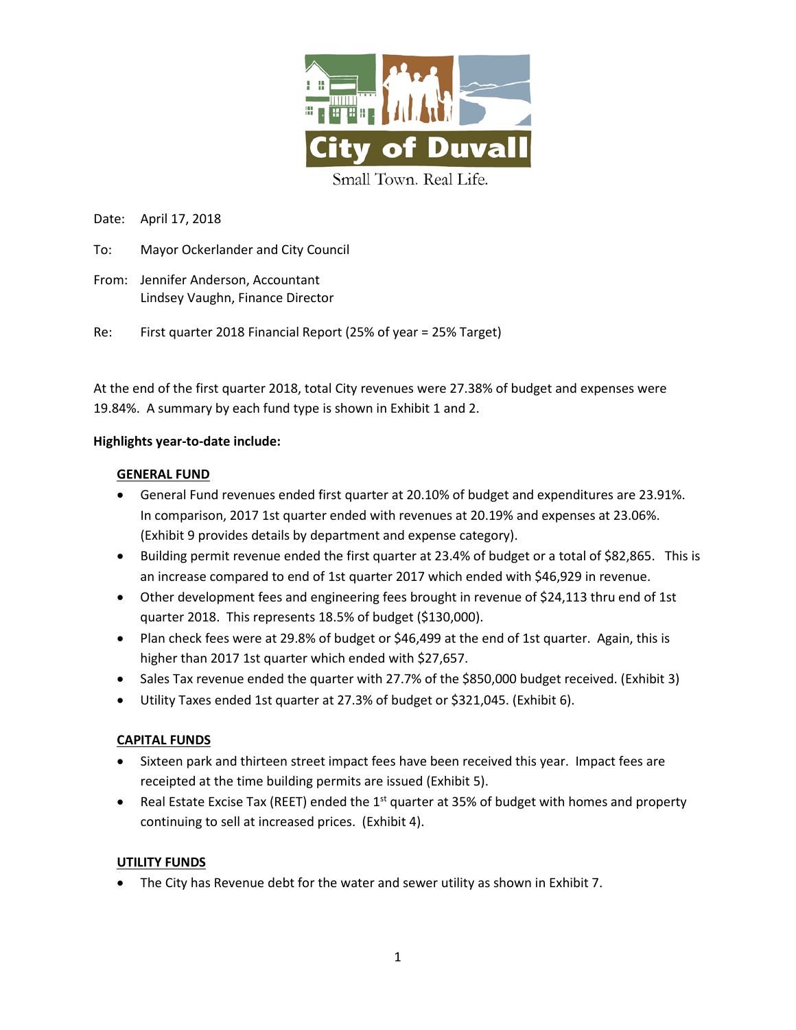**City of Duvall**

Small Town. Real Life.

Date: April 17, 2018

To: Mayor Ockerlander and City Council

From: Jennifer Anderson, Accountant
Lindsey Vaughn, Finance Director

Re: First quarter 2018 Financial Report (25% of year = 25% Target)

At the end of the first quarter 2018, total City revenues were 27.38% of budget and expenses were 19.84%. A summary by each fund type is shown in Exhibit 1 and 2.

**Highlights year-to-date include:**

**GENERAL FUND**

- General Fund revenues ended first quarter at 20.10% of budget and expenditures are 23.91%. In comparison, 2017 1st quarter ended with revenues at 20.19% and expenses at 23.06%. (Exhibit 9 provides details by department and expense category).
- Building permit revenue ended the first quarter at 23.4% of budget or a total of $82,865. This is an increase compared to end of 1st quarter 2017 which ended with $46,929 in revenue.
- Other development fees and engineering fees brought in revenue of $24,113 thru end of 1st quarter 2018. This represents 18.5% of budget ($130,000).
- Plan check fees were at 29.8% of budget or $46,499 at the end of 1st quarter. Again, this is higher than 2017 1st quarter which ended with $27,657.
- Sales Tax revenue ended the quarter with 27.7% of the $850,000 budget received. (Exhibit 3)
- Utility Taxes ended 1st quarter at 27.3% of budget or $321,045. (Exhibit 6).

**CAPITAL FUNDS**

- Sixteen park and thirteen street impact fees have been received this year. Impact fees are receipted at the time building permits are issued (Exhibit 5).
- Real Estate Excise Tax (REET) ended the 1st quarter at 35% of budget with homes and property continuing to sell at increased prices. (Exhibit 4).

**UTILITY FUNDS**

- The City has Revenue debt for the water and sewer utility as shown in Exhibit 7.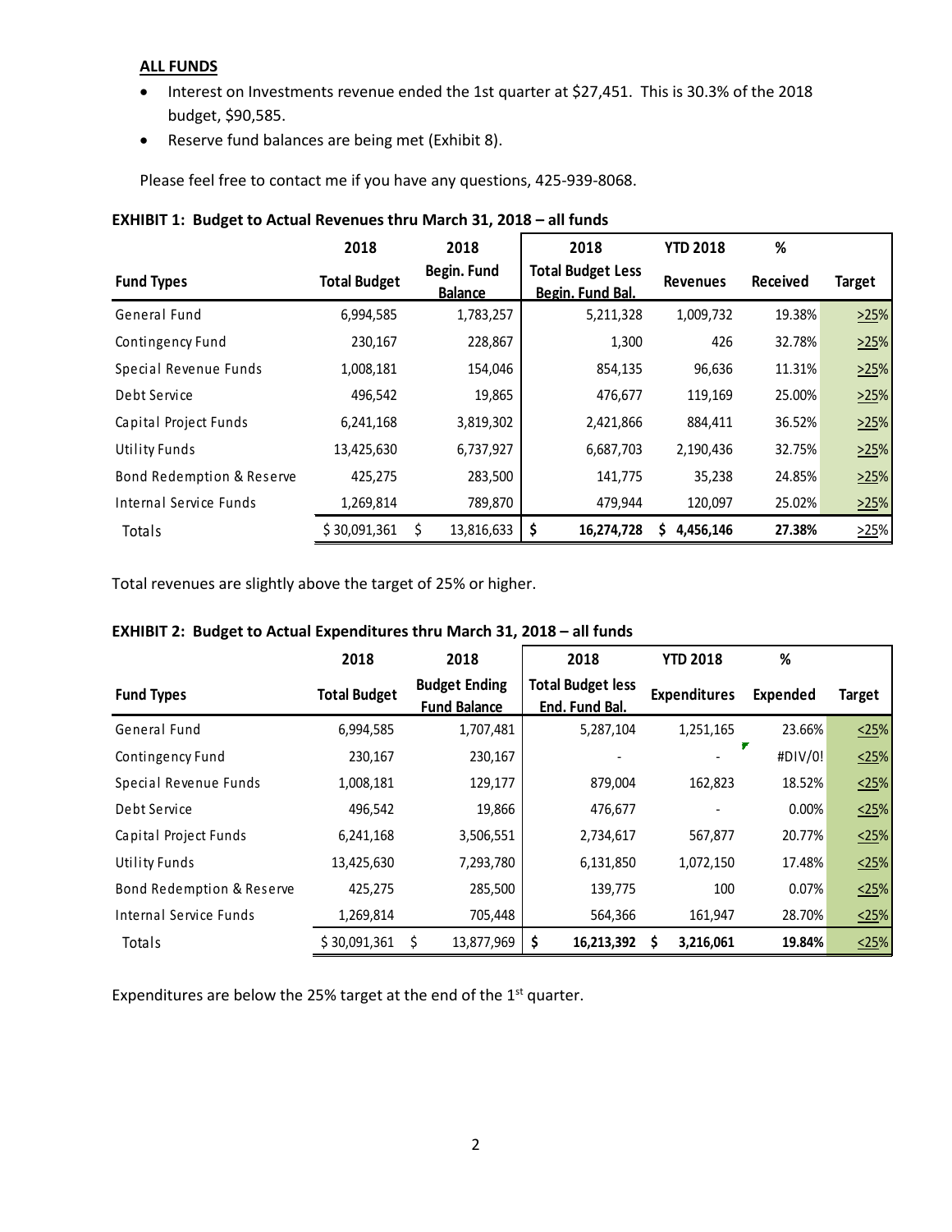**ALL FUNDS**

- Interest on Investments revenue ended the 1st quarter at $27,451. This is 30.3% of the 2018 budget, $90,585.
- Reserve fund balances are being met (Exhibit 8).

Please feel free to contact me if you have any questions, 425-939-8068.

**EXHIBIT 1: Budget to Actual Revenues thru March 31, 2018 – all funds**

| Fund Types | 2018 Total Budget | 2018 Begin. Fund Balance | 2018 Total Budget Less Begin. Fund Bal. | YTD 2018 Revenues | % Received | Target |
|---|---|---|---|---|---|---|
| General Fund | 6,994,585 | 1,783,257 | 5,211,328 | 1,009,732 | 19.38% | >25% |
| Contingency Fund | 230,167 | 228,867 | 1,300 | 426 | 32.78% | >25% |
| Special Revenue Funds | 1,008,181 | 154,046 | 854,135 | 96,636 | 11.31% | >25% |
| Debt Service | 496,542 | 19,865 | 476,677 | 119,169 | 25.00% | >25% |
| Capital Project Funds | 6,241,168 | 3,819,302 | 2,421,866 | 884,411 | 36.52% | >25% |
| Utility Funds | 13,425,630 | 6,737,927 | 6,687,703 | 2,190,436 | 32.75% | >25% |
| Bond Redemption & Reserve | 425,275 | 283,500 | 141,775 | 35,238 | 24.85% | >25% |
| Internal Service Funds | 1,269,814 | 789,870 | 479,944 | 120,097 | 25.02% | >25% |
| Totals | $ 30,091,361 | $ 13,816,633 | **$ 16,274,728** | **$ 4,456,146** | **27.38%** | >25% |

Total revenues are slightly above the target of 25% or higher.

**EXHIBIT 2: Budget to Actual Expenditures thru March 31, 2018 – all funds**

| Fund Types | 2018 Total Budget | 2018 Budget Ending Fund Balance | 2018 Total Budget less End. Fund Bal. | YTD 2018 Expenditures | % Expended | Target |
|---|---|---|---|---|---|---|
| General Fund | 6,994,585 | 1,707,481 | 5,287,104 | 1,251,165 | 23.66% | <25% |
| Contingency Fund | 230,167 | 230,167 | - | - | #DIV/0! | <25% |
| Special Revenue Funds | 1,008,181 | 129,177 | 879,004 | 162,823 | 18.52% | <25% |
| Debt Service | 496,542 | 19,866 | 476,677 | - | 0.00% | <25% |
| Capital Project Funds | 6,241,168 | 3,506,551 | 2,734,617 | 567,877 | 20.77% | <25% |
| Utility Funds | 13,425,630 | 7,293,780 | 6,131,850 | 1,072,150 | 17.48% | <25% |
| Bond Redemption & Reserve | 425,275 | 285,500 | 139,775 | 100 | 0.07% | <25% |
| Internal Service Funds | 1,269,814 | 705,448 | 564,366 | 161,947 | 28.70% | <25% |
| Totals | $ 30,091,361 | $ 13,877,969 | **$ 16,213,392** | **$ 3,216,061** | **19.84%** | <25% |

Expenditures are below the 25% target at the end of the 1st quarter.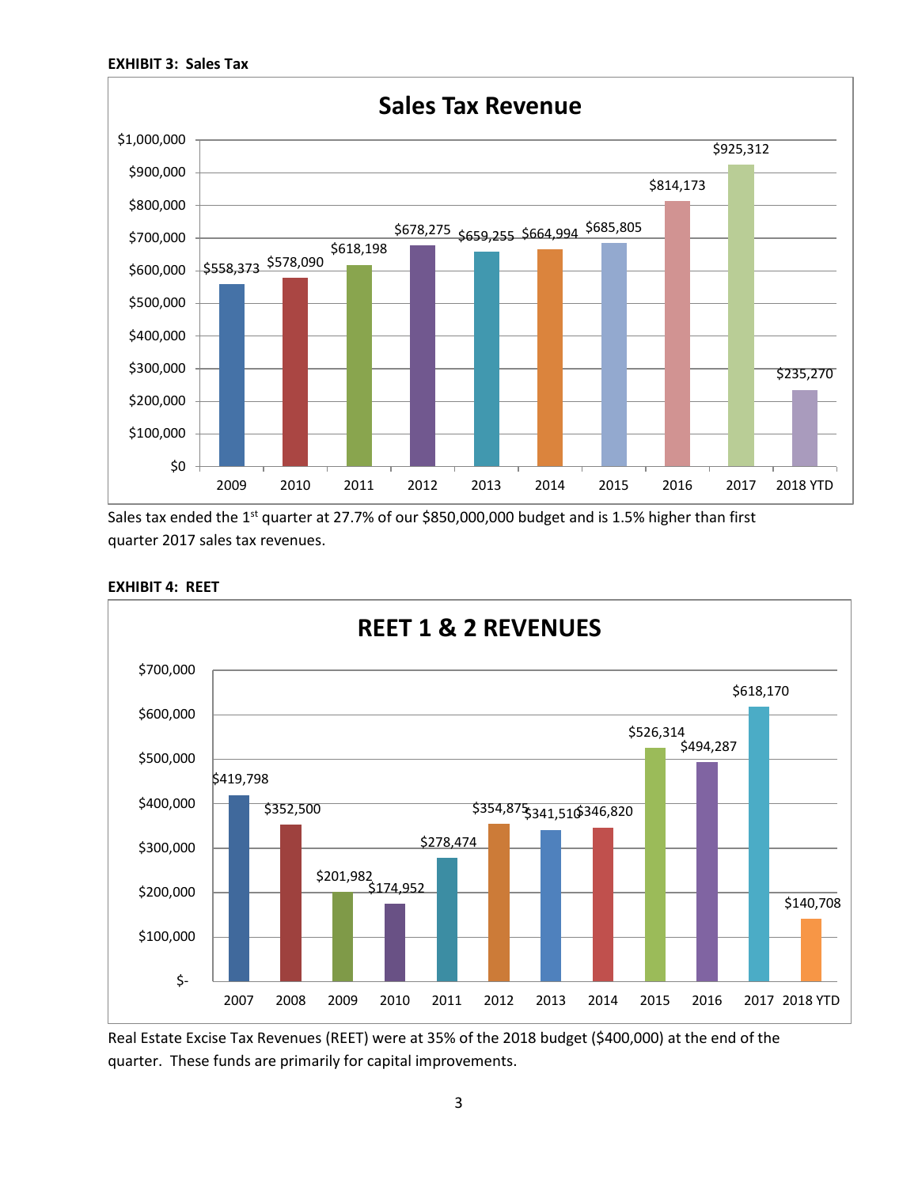**EXHIBIT 3: Sales Tax**

**Sales Tax Revenue**

| Year | Sales Tax Revenue |
|---|---|
| 2009 | $558,373 |
| 2010 | $578,090 |
| 2011 | $618,198 |
| 2012 | $678,275 |
| 2013 | $659,255 |
| 2014 | $664,994 |
| 2015 | $685,805 |
| 2016 | $814,173 |
| 2017 | $925,312 |
| 2018 YTD | $235,270 |

Sales tax ended the 1st quarter at 27.7% of our $850,000,000 budget and is 1.5% higher than first quarter 2017 sales tax revenues.

**EXHIBIT 4: REET**

**REET 1 & 2 REVENUES**

| Year | REET 1 & 2 Revenues |
|---|---|
| 2007 | $419,798 |
| 2008 | $352,500 |
| 2009 | $201,982 |
| 2010 | $174,952 |
| 2011 | $278,474 |
| 2012 | $354,875 |
| 2013 | $341,510 |
| 2014 | $346,820 |
| 2015 | $526,314 |
| 2016 | $494,287 |
| 2017 | $618,170 |
| 2018 YTD | $140,708 |

Real Estate Excise Tax Revenues (REET) were at 35% of the 2018 budget ($400,000) at the end of the quarter. These funds are primarily for capital improvements.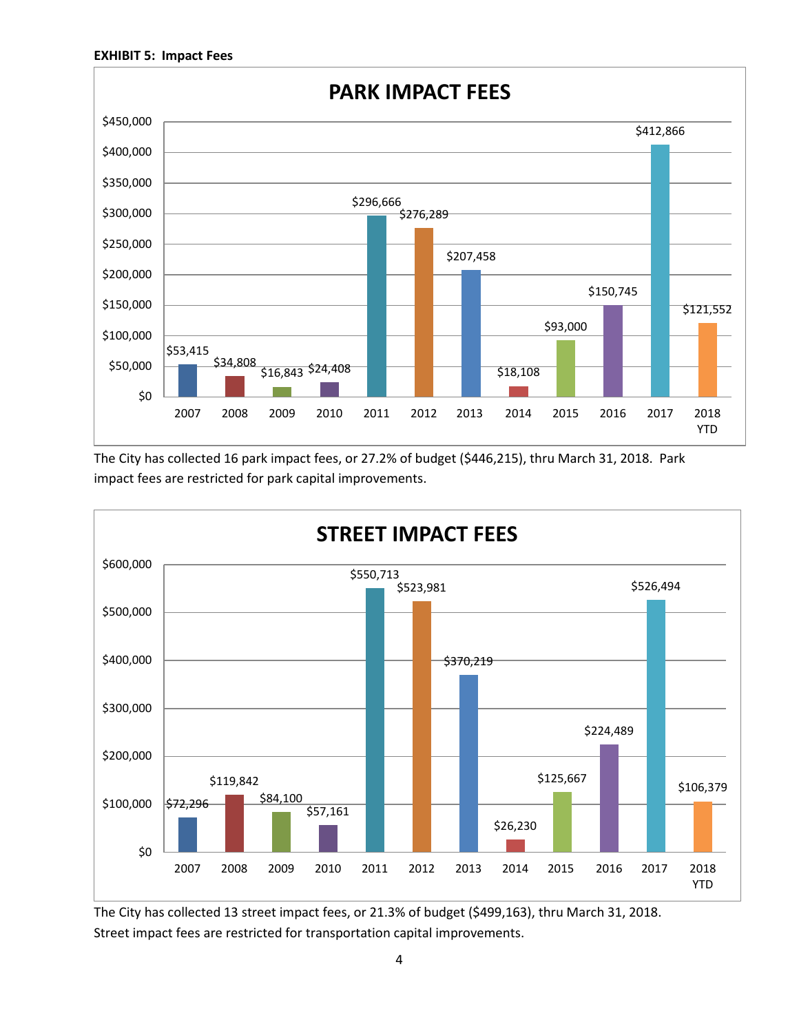**EXHIBIT 5: Impact Fees**

## PARK IMPACT FEES

| Year | Park Impact Fees |
|---|---|
| 2007 | $53,415 |
| 2008 | $34,808 |
| 2009 | $16,843 |
| 2010 | $24,408 |
| 2011 | $296,666 |
| 2012 | $276,289 |
| 2013 | $207,458 |
| 2014 | $18,108 |
| 2015 | $93,000 |
| 2016 | $150,745 |
| 2017 | $412,866 |
| 2018 YTD | $121,552 |

The City has collected 16 park impact fees, or 27.2% of budget ($446,215), thru March 31, 2018. Park impact fees are restricted for park capital improvements.

## STREET IMPACT FEES

| Year | Street Impact Fees |
|---|---|
| 2007 | $72,296 |
| 2008 | $119,842 |
| 2009 | $84,100 |
| 2010 | $57,161 |
| 2011 | $550,713 |
| 2012 | $523,981 |
| 2013 | $370,219 |
| 2014 | $26,230 |
| 2015 | $125,667 |
| 2016 | $224,489 |
| 2017 | $526,494 |
| 2018 YTD | $106,379 |

The City has collected 13 street impact fees, or 21.3% of budget ($499,163), thru March 31, 2018. Street impact fees are restricted for transportation capital improvements.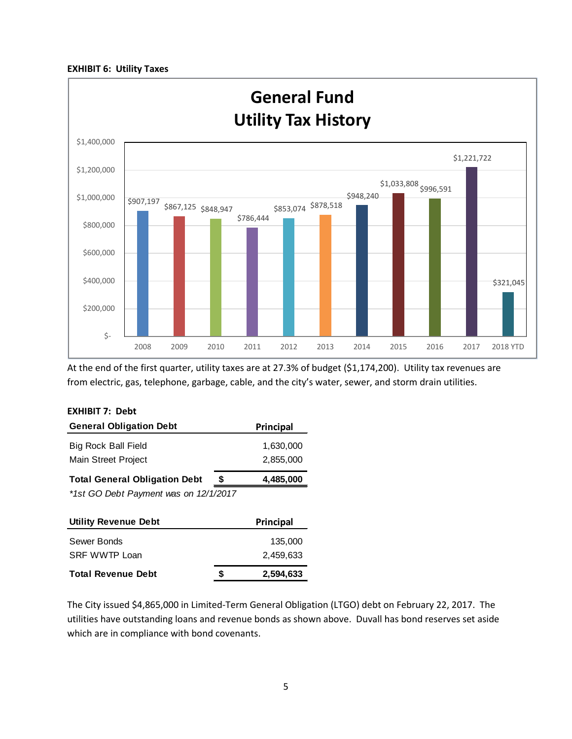**EXHIBIT 6: Utility Taxes**

**General Fund Utility Tax History**

| Year | Utility Tax |
| --- | --- |
| 2008 | $907,197 |
| 2009 | $867,125 |
| 2010 | $848,947 |
| 2011 | $786,444 |
| 2012 | $853,074 |
| 2013 | $878,518 |
| 2014 | $948,240 |
| 2015 | $1,033,808 |
| 2016 | $996,591 |
| 2017 | $1,221,722 |
| 2018 YTD | $321,045 |

At the end of the first quarter, utility taxes are at 27.3% of budget ($1,174,200). Utility tax revenues are from electric, gas, telephone, garbage, cable, and the city's water, sewer, and storm drain utilities.

**EXHIBIT 7: Debt**

| General Obligation Debt | | Principal |
| --- | --- | --- |
| Big Rock Ball Field | | 1,630,000 |
| Main Street Project | | 2,855,000 |
| **Total General Obligation Debt** | **$** | **4,485,000** |

*\*1st GO Debt Payment was on 12/1/2017*

| Utility Revenue Debt | | Principal |
| --- | --- | --- |
| Sewer Bonds | | 135,000 |
| SRF WWTP Loan | | 2,459,633 |
| **Total Revenue Debt** | **$** | **2,594,633** |

The City issued $4,865,000 in Limited-Term General Obligation (LTGO) debt on February 22, 2017. The utilities have outstanding loans and revenue bonds as shown above. Duvall has bond reserves set aside which are in compliance with bond covenants.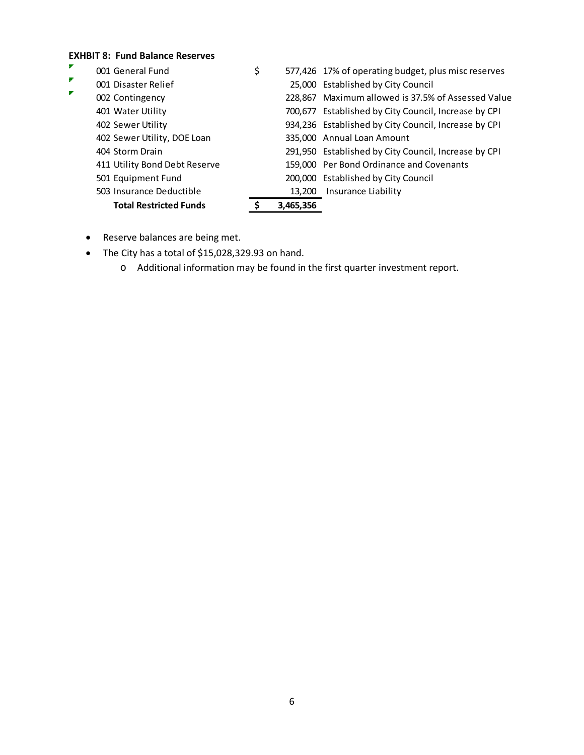**EXHBIT 8: Fund Balance Reserves**

| Fund | Amount | Description |
|---|---|---|
| 001 General Fund | $ 577,426 | 17% of operating budget, plus misc reserves |
| 001 Disaster Relief | 25,000 | Established by City Council |
| 002 Contingency | 228,867 | Maximum allowed is 37.5% of Assessed Value |
| 401 Water Utility | 700,677 | Established by City Council, Increase by CPI |
| 402 Sewer Utility | 934,236 | Established by City Council, Increase by CPI |
| 402 Sewer Utility, DOE Loan | 335,000 | Annual Loan Amount |
| 404 Storm Drain | 291,950 | Established by City Council, Increase by CPI |
| 411 Utility Bond Debt Reserve | 159,000 | Per Bond Ordinance and Covenants |
| 501 Equipment Fund | 200,000 | Established by City Council |
| 503 Insurance Deductible | 13,200 | Insurance Liability |
| **Total Restricted Funds** | **$ 3,465,356** | |

- Reserve balances are being met.
- The City has a total of $15,028,329.93 on hand.
  - Additional information may be found in the first quarter investment report.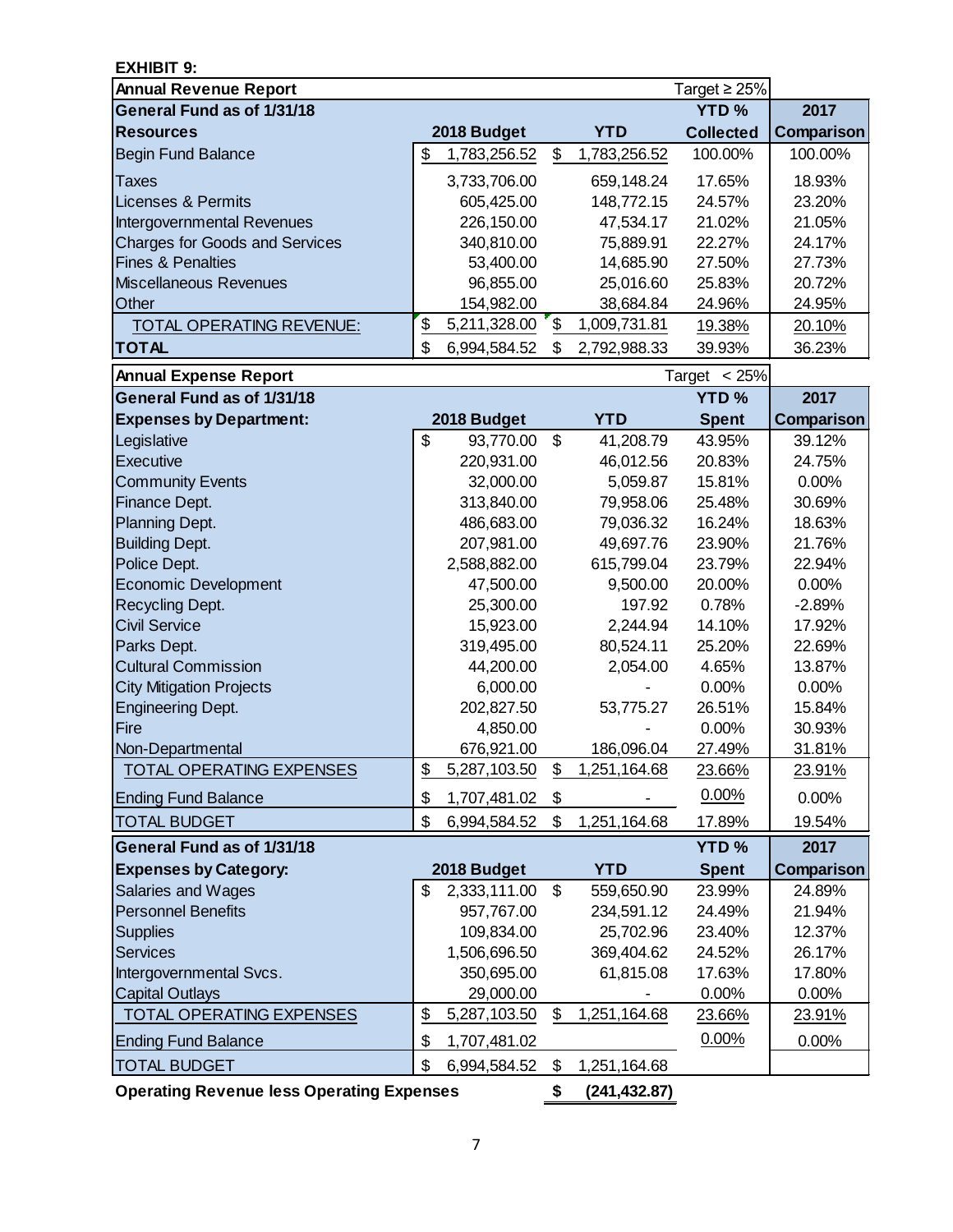**EXHIBIT 9:**

| Annual Revenue Report | | | Target ≥ 25% | |
|---|---|---|---|---|
| **General Fund as of 1/31/18** | | | **YTD %** | **2017** |
| **Resources** | **2018 Budget** | **YTD** | **Collected** | **Comparison** |
| Begin Fund Balance | $ 1,783,256.52 | $ 1,783,256.52 | 100.00% | 100.00% |
| Taxes | 3,733,706.00 | 659,148.24 | 17.65% | 18.93% |
| Licenses & Permits | 605,425.00 | 148,772.15 | 24.57% | 23.20% |
| Intergovernmental Revenues | 226,150.00 | 47,534.17 | 21.02% | 21.05% |
| Charges for Goods and Services | 340,810.00 | 75,889.91 | 22.27% | 24.17% |
| Fines & Penalties | 53,400.00 | 14,685.90 | 27.50% | 27.73% |
| Miscellaneous Revenues | 96,855.00 | 25,016.60 | 25.83% | 20.72% |
| Other | 154,982.00 | 38,684.84 | 24.96% | 24.95% |
| TOTAL OPERATING REVENUE: | $ 5,211,328.00 | $ 1,009,731.81 | 19.38% | 20.10% |
| **TOTAL** | $ 6,994,584.52 | $ 2,792,988.33 | 39.93% | 36.23% |

| Annual Expense Report | | | Target < 25% | |
|---|---|---|---|---|
| **General Fund as of 1/31/18** | | | **YTD %** | **2017** |
| **Expenses by Department:** | **2018 Budget** | **YTD** | **Spent** | **Comparison** |
| Legislative | $ 93,770.00 | $ 41,208.79 | 43.95% | 39.12% |
| Executive | 220,931.00 | 46,012.56 | 20.83% | 24.75% |
| Community Events | 32,000.00 | 5,059.87 | 15.81% | 0.00% |
| Finance Dept. | 313,840.00 | 79,958.06 | 25.48% | 30.69% |
| Planning Dept. | 486,683.00 | 79,036.32 | 16.24% | 18.63% |
| Building Dept. | 207,981.00 | 49,697.76 | 23.90% | 21.76% |
| Police Dept. | 2,588,882.00 | 615,799.04 | 23.79% | 22.94% |
| Economic Development | 47,500.00 | 9,500.00 | 20.00% | 0.00% |
| Recycling Dept. | 25,300.00 | 197.92 | 0.78% | -2.89% |
| Civil Service | 15,923.00 | 2,244.94 | 14.10% | 17.92% |
| Parks Dept. | 319,495.00 | 80,524.11 | 25.20% | 22.69% |
| Cultural Commission | 44,200.00 | 2,054.00 | 4.65% | 13.87% |
| City Mitigation Projects | 6,000.00 | - | 0.00% | 0.00% |
| Engineering Dept. | 202,827.50 | 53,775.27 | 26.51% | 15.84% |
| Fire | 4,850.00 | - | 0.00% | 30.93% |
| Non-Departmental | 676,921.00 | 186,096.04 | 27.49% | 31.81% |
| TOTAL OPERATING EXPENSES | $ 5,287,103.50 | $ 1,251,164.68 | 23.66% | 23.91% |
| Ending Fund Balance | $ 1,707,481.02 | $ - | 0.00% | 0.00% |
| TOTAL BUDGET | $ 6,994,584.52 | $ 1,251,164.68 | 17.89% | 19.54% |

| General Fund as of 1/31/18 | | | YTD % | 2017 |
|---|---|---|---|---|
| **Expenses by Category:** | **2018 Budget** | **YTD** | **Spent** | **Comparison** |
| Salaries and Wages | $ 2,333,111.00 | $ 559,650.90 | 23.99% | 24.89% |
| Personnel Benefits | 957,767.00 | 234,591.12 | 24.49% | 21.94% |
| Supplies | 109,834.00 | 25,702.96 | 23.40% | 12.37% |
| Services | 1,506,696.50 | 369,404.62 | 24.52% | 26.17% |
| Intergovernmental Svcs. | 350,695.00 | 61,815.08 | 17.63% | 17.80% |
| Capital Outlays | 29,000.00 | - | 0.00% | 0.00% |
| TOTAL OPERATING EXPENSES | $ 5,287,103.50 | $ 1,251,164.68 | 23.66% | 23.91% |
| Ending Fund Balance | $ 1,707,481.02 | | 0.00% | 0.00% |
| TOTAL BUDGET | $ 6,994,584.52 | $ 1,251,164.68 | | |

**Operating Revenue less Operating Expenses** **$ (241,432.87)**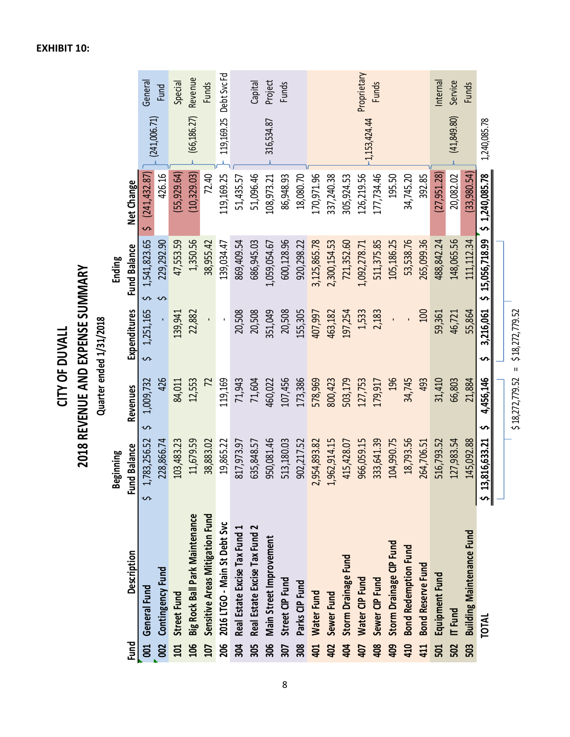**EXHIBIT 10:**

# CITY OF DUVALL

## 2018 REVENUE AND EXPENSE SUMMARY

### Quarter ended 1/31/2018

| Fund | Description | Beginning Fund Balance | Revenues | Expenditures | Ending Fund Balance | Net Change | | |
|---|---|---|---|---|---|---|---|---|
| 001 | General Fund | $ 1,783,256.52 | $ 1,009,732 | $ 1,251,165 | $ 1,541,823.65 | $ (241,432.87) | (241,006.71) | General Fund |
| 002 | Contingency Fund | 228,866.74 | 426 | - | $ 229,292.90 | 426.16 | | |
| 101 | Street Fund | 103,483.23 | 84,011 | 139,941 | 47,553.59 | (55,929.64) | (66,186.27) | Special Revenue Funds |
| 106 | Big Rock Ball Park Maintenance | 11,679.59 | 12,553 | 22,882 | 1,350.56 | (10,329.03) | | |
| 107 | Sensitive Areas Mitigation Fund | 38,883.02 | 72 | - | 38,955.42 | 72.40 | | |
| 206 | 2016 LTGO - Main St Debt Svc | 19,865.22 | 119,169 | - | 139,034.47 | 119,169.25 | 119,169.25 | Debt Svc Fd |
| 304 | Real Estate Excise Tax Fund 1 | 817,973.97 | 71,943 | 20,508 | 869,409.54 | 51,435.57 | 316,534.87 | Capital Project Funds |
| 305 | Real Estate Excise Tax Fund 2 | 635,848.57 | 71,604 | 20,508 | 686,945.03 | 51,096.46 | | |
| 306 | Main Street Improvement | 950,081.46 | 460,022 | 351,049 | 1,059,054.67 | 108,973.21 | | |
| 307 | Street CIP Fund | 513,180.03 | 107,456 | 20,508 | 600,128.96 | 86,948.93 | | |
| 308 | Parks CIP Fund | 902,217.52 | 173,386 | 155,305 | 920,298.22 | 18,080.70 | | |
| 401 | Water Fund | 2,954,893.82 | 578,969 | 407,997 | 3,125,865.78 | 170,971.96 | 1,153,424.44 | Proprietary Funds |
| 402 | Sewer Fund | 1,962,914.15 | 800,423 | 463,182 | 2,300,154.53 | 337,240.38 | | |
| 404 | Storm Drainage Fund | 415,428.07 | 503,179 | 197,254 | 721,352.60 | 305,924.53 | | |
| 407 | Water CIP Fund | 966,059.15 | 127,753 | 1,533 | 1,092,278.71 | 126,219.56 | | |
| 408 | Sewer CIP Fund | 333,641.39 | 179,917 | 2,183 | 511,375.85 | 177,734.46 | | |
| 409 | Storm Drainage CIP Fund | 104,990.75 | 196 | - | 105,186.25 | 195.50 | | |
| 410 | Bond Redemption Fund | 18,793.56 | 34,745 | - | 53,538.76 | 34,745.20 | | |
| 411 | Bond Reserve Fund | 264,706.51 | 493 | 100 | 265,099.36 | 392.85 | | |
| 501 | Equipment Fund | 516,793.52 | 31,410 | 59,361 | 488,842.24 | (27,951.28) | (41,849.80) | Internal Service Funds |
| 502 | IT Fund | 127,983.54 | 66,803 | 46,721 | 148,065.56 | 20,082.02 | | |
| 503 | Building Maintenance Fund | 145,092.88 | 21,884 | 55,864 | 111,112.34 | (33,980.54) | | |
| | TOTAL | $ 13,816,633.21 | $ 4,456,146 | $ 3,216,061 | $ 15,056,718.99 | $ 1,240,085.78 | 1,240,085.78 | |

$ 18,272,779.52 = $ 18,272,779.52